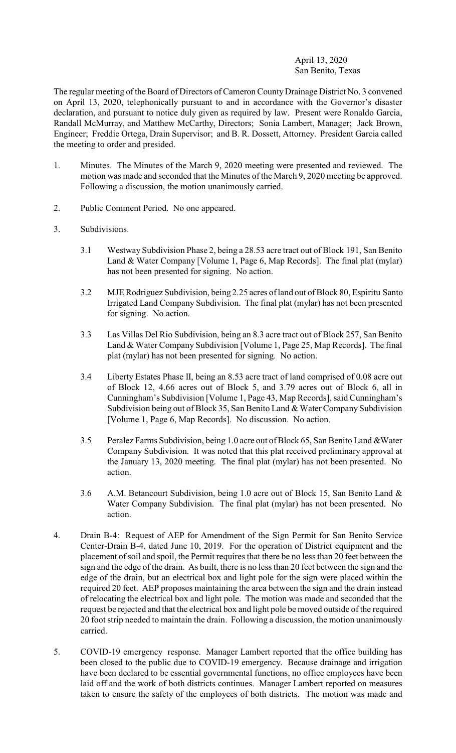April 13, 2020
San Benito, Texas

The regular meeting of the Board of Directors of Cameron County Drainage District No. 3 convened on April 13, 2020, telephonically pursuant to and in accordance with the Governor's disaster declaration, and pursuant to notice duly given as required by law. Present were Ronaldo Garcia, Randall McMurray, and Matthew McCarthy, Directors; Sonia Lambert, Manager; Jack Brown, Engineer; Freddie Ortega, Drain Supervisor; and B. R. Dossett, Attorney. President Garcia called the meeting to order and presided.

1. Minutes. The Minutes of the March 9, 2020 meeting were presented and reviewed. The motion was made and seconded that the Minutes of the March 9, 2020 meeting be approved. Following a discussion, the motion unanimously carried.

2. Public Comment Period. No one appeared.

3. Subdivisions.

   3.1 Westway Subdivision Phase 2, being a 28.53 acre tract out of Block 191, San Benito Land & Water Company [Volume 1, Page 6, Map Records]. The final plat (mylar) has not been presented for signing. No action.

   3.2 MJE Rodriguez Subdivision, being 2.25 acres of land out of Block 80, Espiritu Santo Irrigated Land Company Subdivision. The final plat (mylar) has not been presented for signing. No action.

   3.3 Las Villas Del Rio Subdivision, being an 8.3 acre tract out of Block 257, San Benito Land & Water Company Subdivision [Volume 1, Page 25, Map Records]. The final plat (mylar) has not been presented for signing. No action.

   3.4 Liberty Estates Phase II, being an 8.53 acre tract of land comprised of 0.08 acre out of Block 12, 4.66 acres out of Block 5, and 3.79 acres out of Block 6, all in Cunningham's Subdivision [Volume 1, Page 43, Map Records], said Cunningham's Subdivision being out of Block 35, San Benito Land & Water Company Subdivision [Volume 1, Page 6, Map Records]. No discussion. No action.

   3.5 Peralez Farms Subdivision, being 1.0 acre out of Block 65, San Benito Land &Water Company Subdivision. It was noted that this plat received preliminary approval at the January 13, 2020 meeting. The final plat (mylar) has not been presented. No action.

   3.6 A.M. Betancourt Subdivision, being 1.0 acre out of Block 15, San Benito Land & Water Company Subdivision. The final plat (mylar) has not been presented. No action.

4. Drain B-4: Request of AEP for Amendment of the Sign Permit for San Benito Service Center-Drain B-4, dated June 10, 2019. For the operation of District equipment and the placement of soil and spoil, the Permit requires that there be no less than 20 feet between the sign and the edge of the drain. As built, there is no less than 20 feet between the sign and the edge of the drain, but an electrical box and light pole for the sign were placed within the required 20 feet. AEP proposes maintaining the area between the sign and the drain instead of relocating the electrical box and light pole. The motion was made and seconded that the request be rejected and that the electrical box and light pole be moved outside of the required 20 foot strip needed to maintain the drain. Following a discussion, the motion unanimously carried.

5. COVID-19 emergency response. Manager Lambert reported that the office building has been closed to the public due to COVID-19 emergency. Because drainage and irrigation have been declared to be essential governmental functions, no office employees have been laid off and the work of both districts continues. Manager Lambert reported on measures taken to ensure the safety of the employees of both districts. The motion was made and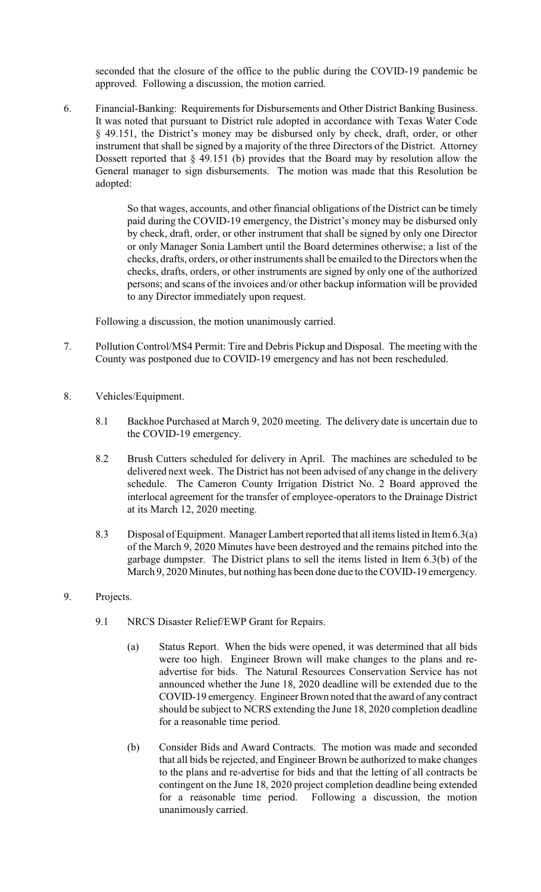seconded that the closure of the office to the public during the COVID-19 pandemic be approved. Following a discussion, the motion carried.

6. Financial-Banking: Requirements for Disbursements and Other District Banking Business. It was noted that pursuant to District rule adopted in accordance with Texas Water Code § 49.151, the District's money may be disbursed only by check, draft, order, or other instrument that shall be signed by a majority of the three Directors of the District. Attorney Dossett reported that § 49.151 (b) provides that the Board may by resolution allow the General manager to sign disbursements. The motion was made that this Resolution be adopted:

   > So that wages, accounts, and other financial obligations of the District can be timely paid during the COVID-19 emergency, the District's money may be disbursed only by check, draft, order, or other instrument that shall be signed by only one Director or only Manager Sonia Lambert until the Board determines otherwise; a list of the checks, drafts, orders, or other instruments shall be emailed to the Directors when the checks, drafts, orders, or other instruments are signed by only one of the authorized persons; and scans of the invoices and/or other backup information will be provided to any Director immediately upon request.

   Following a discussion, the motion unanimously carried.

7. Pollution Control/MS4 Permit: Tire and Debris Pickup and Disposal. The meeting with the County was postponed due to COVID-19 emergency and has not been rescheduled.

8. Vehicles/Equipment.

   8.1 Backhoe Purchased at March 9, 2020 meeting. The delivery date is uncertain due to the COVID-19 emergency.

   8.2 Brush Cutters scheduled for delivery in April. The machines are scheduled to be delivered next week. The District has not been advised of any change in the delivery schedule. The Cameron County Irrigation District No. 2 Board approved the interlocal agreement for the transfer of employee-operators to the Drainage District at its March 12, 2020 meeting.

   8.3 Disposal of Equipment. Manager Lambert reported that all items listed in Item 6.3(a) of the March 9, 2020 Minutes have been destroyed and the remains pitched into the garbage dumpster. The District plans to sell the items listed in Item 6.3(b) of the March 9, 2020 Minutes, but nothing has been done due to the COVID-19 emergency.

9. Projects.

   9.1 NRCS Disaster Relief/EWP Grant for Repairs.

      (a) Status Report. When the bids were opened, it was determined that all bids were too high. Engineer Brown will make changes to the plans and re-advertise for bids. The Natural Resources Conservation Service has not announced whether the June 18, 2020 deadline will be extended due to the COVID-19 emergency. Engineer Brown noted that the award of any contract should be subject to NCRS extending the June 18, 2020 completion deadline for a reasonable time period.

      (b) Consider Bids and Award Contracts. The motion was made and seconded that all bids be rejected, and Engineer Brown be authorized to make changes to the plans and re-advertise for bids and that the letting of all contracts be contingent on the June 18, 2020 project completion deadline being extended for a reasonable time period. Following a discussion, the motion unanimously carried.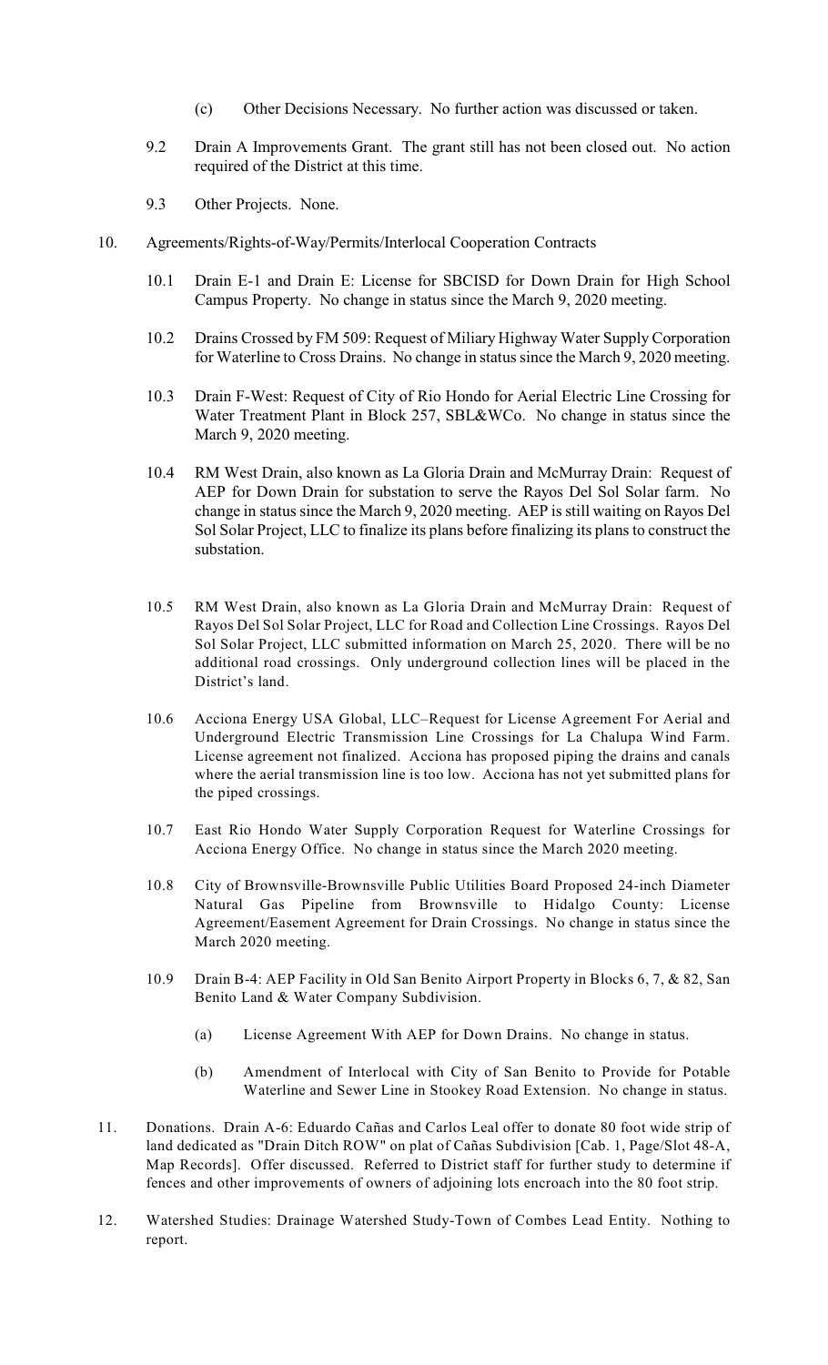(c) Other Decisions Necessary. No further action was discussed or taken.

9.2 Drain A Improvements Grant. The grant still has not been closed out. No action required of the District at this time.

9.3 Other Projects. None.

10. Agreements/Rights-of-Way/Permits/Interlocal Cooperation Contracts

10.1 Drain E-1 and Drain E: License for SBCISD for Down Drain for High School Campus Property. No change in status since the March 9, 2020 meeting.

10.2 Drains Crossed by FM 509: Request of Miliary Highway Water Supply Corporation for Waterline to Cross Drains. No change in status since the March 9, 2020 meeting.

10.3 Drain F-West: Request of City of Rio Hondo for Aerial Electric Line Crossing for Water Treatment Plant in Block 257, SBL&WCo. No change in status since the March 9, 2020 meeting.

10.4 RM West Drain, also known as La Gloria Drain and McMurray Drain: Request of AEP for Down Drain for substation to serve the Rayos Del Sol Solar farm. No change in status since the March 9, 2020 meeting. AEP is still waiting on Rayos Del Sol Solar Project, LLC to finalize its plans before finalizing its plans to construct the substation.

10.5 RM West Drain, also known as La Gloria Drain and McMurray Drain: Request of Rayos Del Sol Solar Project, LLC for Road and Collection Line Crossings. Rayos Del Sol Solar Project, LLC submitted information on March 25, 2020. There will be no additional road crossings. Only underground collection lines will be placed in the District's land.

10.6 Acciona Energy USA Global, LLC–Request for License Agreement For Aerial and Underground Electric Transmission Line Crossings for La Chalupa Wind Farm. License agreement not finalized. Acciona has proposed piping the drains and canals where the aerial transmission line is too low. Acciona has not yet submitted plans for the piped crossings.

10.7 East Rio Hondo Water Supply Corporation Request for Waterline Crossings for Acciona Energy Office. No change in status since the March 2020 meeting.

10.8 City of Brownsville-Brownsville Public Utilities Board Proposed 24-inch Diameter Natural Gas Pipeline from Brownsville to Hidalgo County: License Agreement/Easement Agreement for Drain Crossings. No change in status since the March 2020 meeting.

10.9 Drain B-4: AEP Facility in Old San Benito Airport Property in Blocks 6, 7, & 82, San Benito Land & Water Company Subdivision.

(a) License Agreement With AEP for Down Drains. No change in status.

(b) Amendment of Interlocal with City of San Benito to Provide for Potable Waterline and Sewer Line in Stookey Road Extension. No change in status.

11. Donations. Drain A-6: Eduardo Cañas and Carlos Leal offer to donate 80 foot wide strip of land dedicated as "Drain Ditch ROW" on plat of Cañas Subdivision [Cab. 1, Page/Slot 48-A, Map Records]. Offer discussed. Referred to District staff for further study to determine if fences and other improvements of owners of adjoining lots encroach into the 80 foot strip.

12. Watershed Studies: Drainage Watershed Study-Town of Combes Lead Entity. Nothing to report.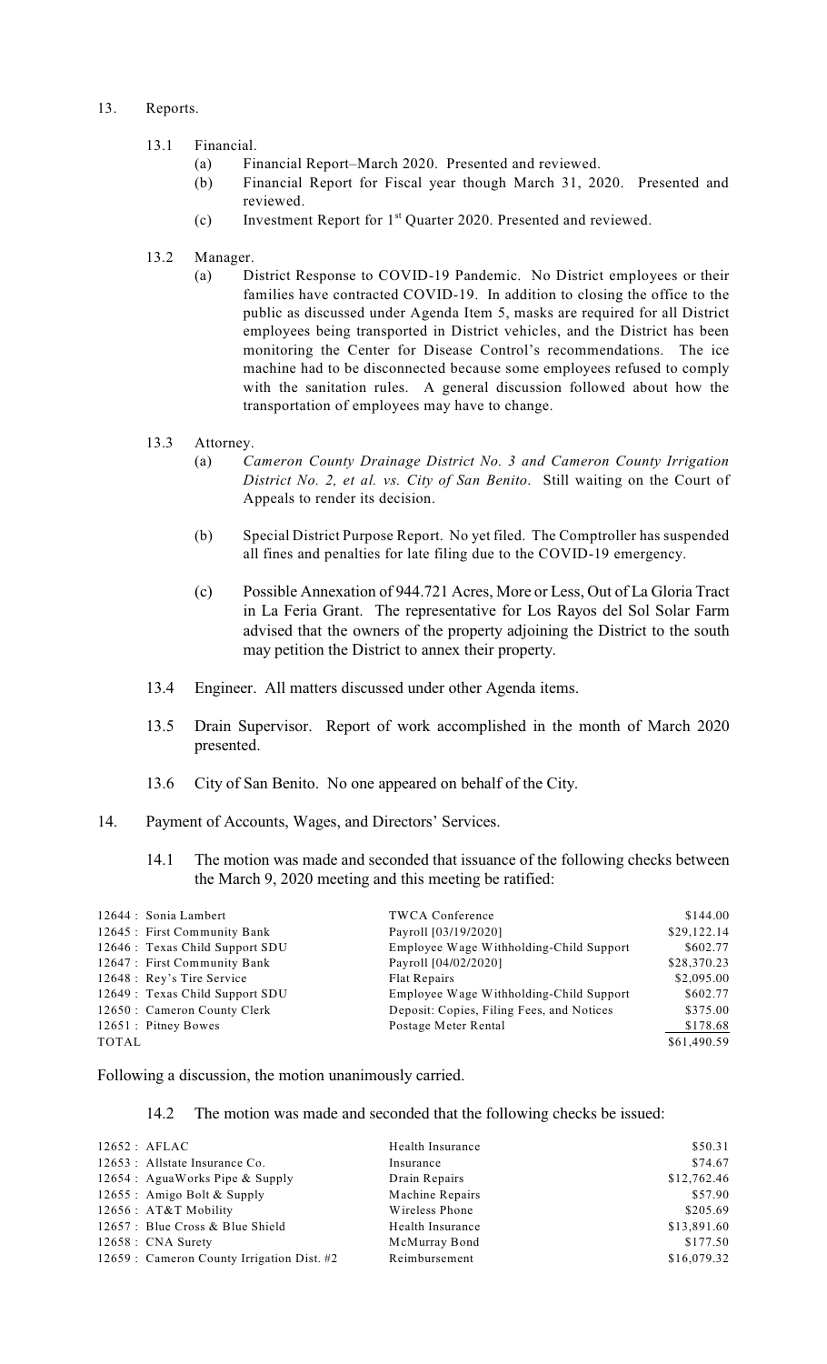13. Reports.

   13.1 Financial.
      (a) Financial Report–March 2020. Presented and reviewed.
      (b) Financial Report for Fiscal year though March 31, 2020. Presented and reviewed.
      (c) Investment Report for 1st Quarter 2020. Presented and reviewed.

   13.2 Manager.
      (a) District Response to COVID-19 Pandemic. No District employees or their families have contracted COVID-19. In addition to closing the office to the public as discussed under Agenda Item 5, masks are required for all District employees being transported in District vehicles, and the District has been monitoring the Center for Disease Control's recommendations. The ice machine had to be disconnected because some employees refused to comply with the sanitation rules. A general discussion followed about how the transportation of employees may have to change.

   13.3 Attorney.
      (a) *Cameron County Drainage District No. 3 and Cameron County Irrigation District No. 2, et al. vs. City of San Benito*. Still waiting on the Court of Appeals to render its decision.

      (b) Special District Purpose Report. No yet filed. The Comptroller has suspended all fines and penalties for late filing due to the COVID-19 emergency.

      (c) Possible Annexation of 944.721 Acres, More or Less, Out of La Gloria Tract in La Feria Grant. The representative for Los Rayos del Sol Solar Farm advised that the owners of the property adjoining the District to the south may petition the District to annex their property.

   13.4 Engineer. All matters discussed under other Agenda items.

   13.5 Drain Supervisor. Report of work accomplished in the month of March 2020 presented.

   13.6 City of San Benito. No one appeared on behalf of the City.

14. Payment of Accounts, Wages, and Directors' Services.

   14.1 The motion was made and seconded that issuance of the following checks between the March 9, 2020 meeting and this meeting be ratified:

| | | |
|---|---|---|
| 12644 : Sonia Lambert | TWCA Conference | $144.00 |
| 12645 : First Community Bank | Payroll [03/19/2020] | $29,122.14 |
| 12646 : Texas Child Support SDU | Employee Wage Withholding-Child Support | $602.77 |
| 12647 : First Community Bank | Payroll [04/02/2020] | $28,370.23 |
| 12648 : Rey's Tire Service | Flat Repairs | $2,095.00 |
| 12649 : Texas Child Support SDU | Employee Wage Withholding-Child Support | $602.77 |
| 12650 : Cameron County Clerk | Deposit: Copies, Filing Fees, and Notices | $375.00 |
| 12651 : Pitney Bowes | Postage Meter Rental | $178.68 |
| TOTAL | | $61,490.59 |

Following a discussion, the motion unanimously carried.

   14.2 The motion was made and seconded that the following checks be issued:

| | | |
|---|---|---|
| 12652 : AFLAC | Health Insurance | $50.31 |
| 12653 : Allstate Insurance Co. | Insurance | $74.67 |
| 12654 : AguaWorks Pipe & Supply | Drain Repairs | $12,762.46 |
| 12655 : Amigo Bolt & Supply | Machine Repairs | $57.90 |
| 12656 : AT&T Mobility | Wireless Phone | $205.69 |
| 12657 : Blue Cross & Blue Shield | Health Insurance | $13,891.60 |
| 12658 : CNA Surety | McMurray Bond | $177.50 |
| 12659 : Cameron County Irrigation Dist. #2 | Reimbursement | $16,079.32 |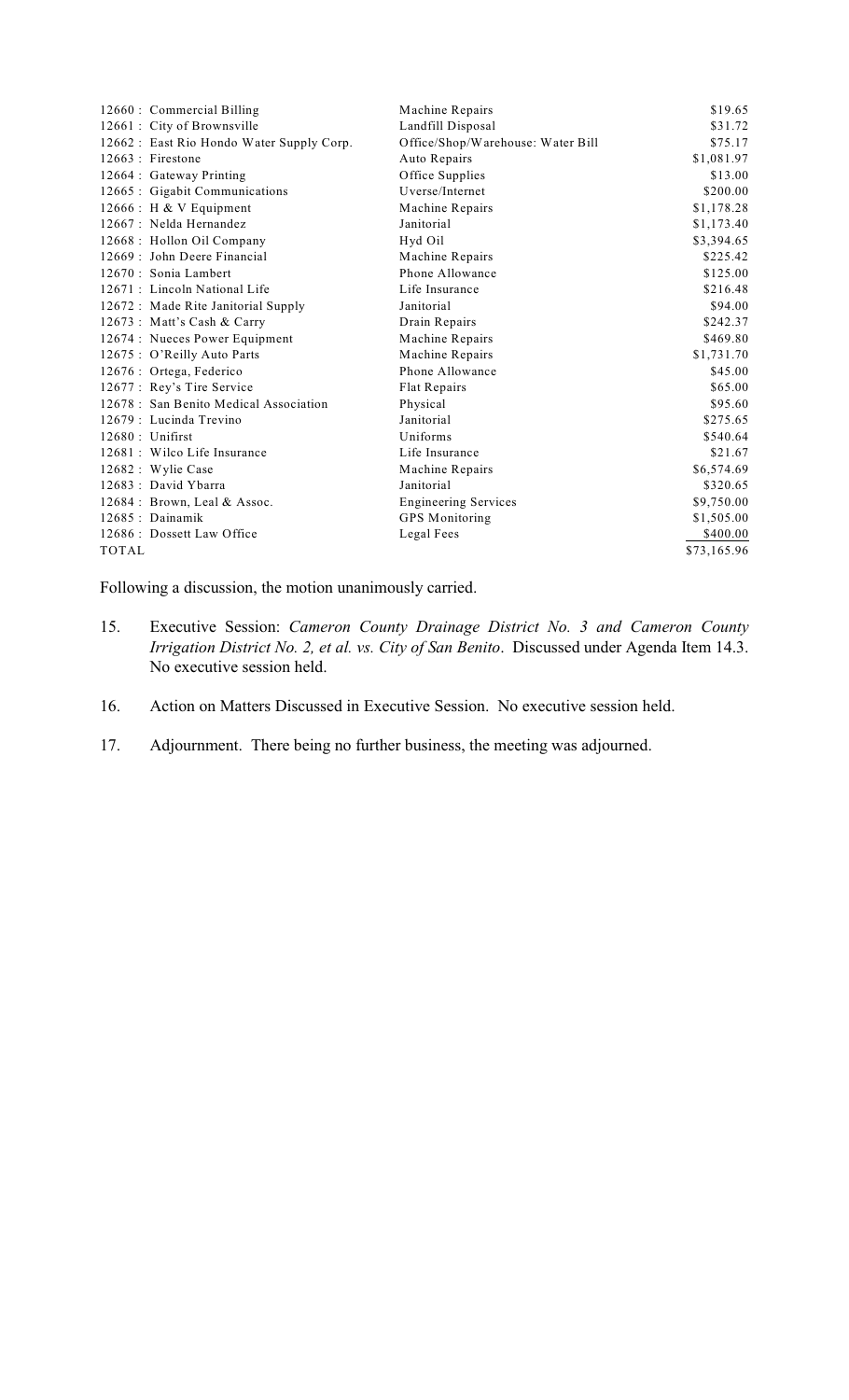| | | |
|---|---|---|
| 12660 : Commercial Billing | Machine Repairs | $19.65 |
| 12661 : City of Brownsville | Landfill Disposal | $31.72 |
| 12662 : East Rio Hondo Water Supply Corp. | Office/Shop/Warehouse: Water Bill | $75.17 |
| 12663 : Firestone | Auto Repairs | $1,081.97 |
| 12664 : Gateway Printing | Office Supplies | $13.00 |
| 12665 : Gigabit Communications | Uverse/Internet | $200.00 |
| 12666 : H & V Equipment | Machine Repairs | $1,178.28 |
| 12667 : Nelda Hernandez | Janitorial | $1,173.40 |
| 12668 : Hollon Oil Company | Hyd Oil | $3,394.65 |
| 12669 : John Deere Financial | Machine Repairs | $225.42 |
| 12670 : Sonia Lambert | Phone Allowance | $125.00 |
| 12671 : Lincoln National Life | Life Insurance | $216.48 |
| 12672 : Made Rite Janitorial Supply | Janitorial | $94.00 |
| 12673 : Matt's Cash & Carry | Drain Repairs | $242.37 |
| 12674 : Nueces Power Equipment | Machine Repairs | $469.80 |
| 12675 : O'Reilly Auto Parts | Machine Repairs | $1,731.70 |
| 12676 : Ortega, Federico | Phone Allowance | $45.00 |
| 12677 : Rey's Tire Service | Flat Repairs | $65.00 |
| 12678 : San Benito Medical Association | Physical | $95.60 |
| 12679 : Lucinda Trevino | Janitorial | $275.65 |
| 12680 : Unifirst | Uniforms | $540.64 |
| 12681 : Wilco Life Insurance | Life Insurance | $21.67 |
| 12682 : Wylie Case | Machine Repairs | $6,574.69 |
| 12683 : David Ybarra | Janitorial | $320.65 |
| 12684 : Brown, Leal & Assoc. | Engineering Services | $9,750.00 |
| 12685 : Dainamik | GPS Monitoring | $1,505.00 |
| 12686 : Dossett Law Office | Legal Fees | $400.00 |
| TOTAL | | $73,165.96 |

Following a discussion, the motion unanimously carried.

15. Executive Session: *Cameron County Drainage District No. 3 and Cameron County Irrigation District No. 2, et al. vs. City of San Benito*. Discussed under Agenda Item 14.3. No executive session held.

16. Action on Matters Discussed in Executive Session. No executive session held.

17. Adjournment. There being no further business, the meeting was adjourned.